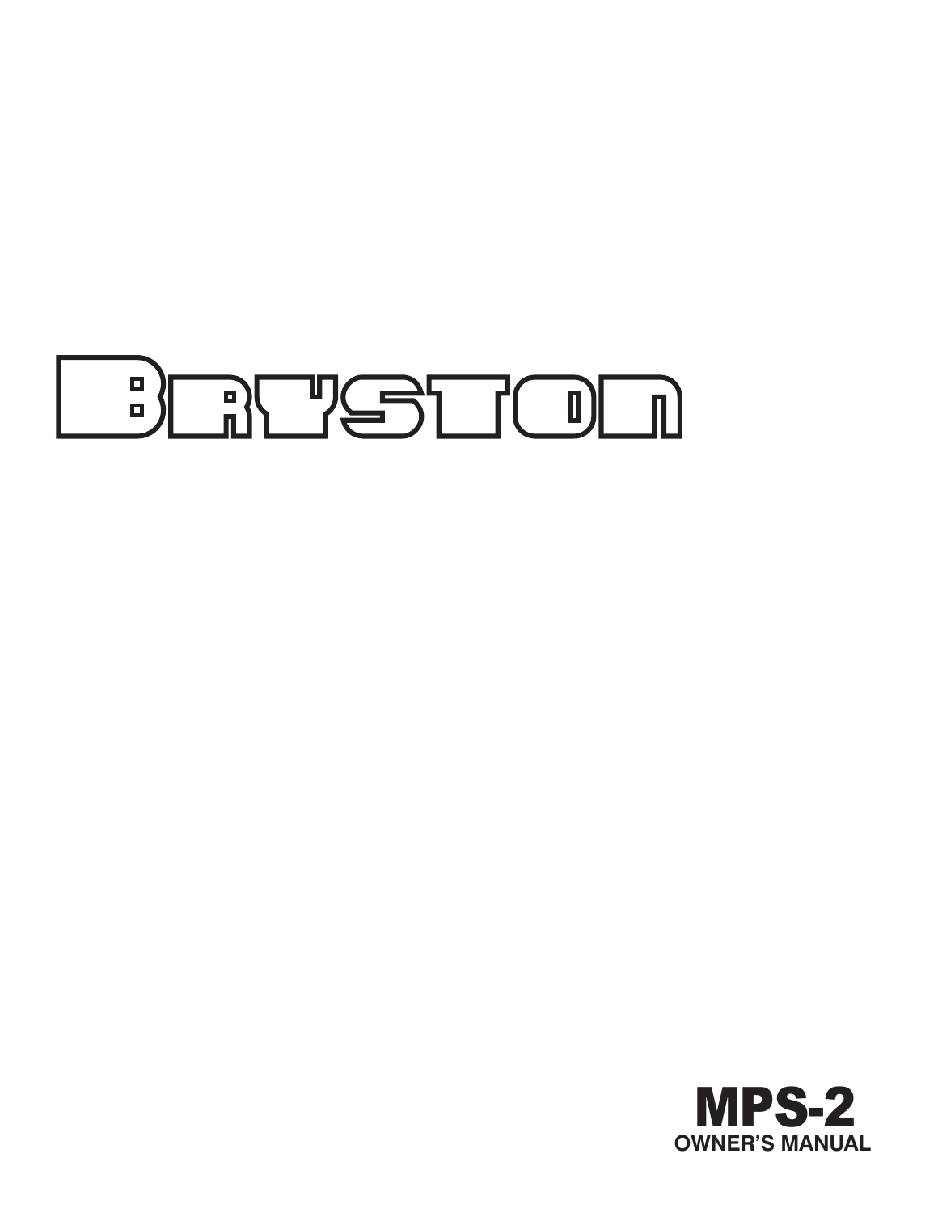# BRYSTON

# MPS-2

OWNER'S MANUAL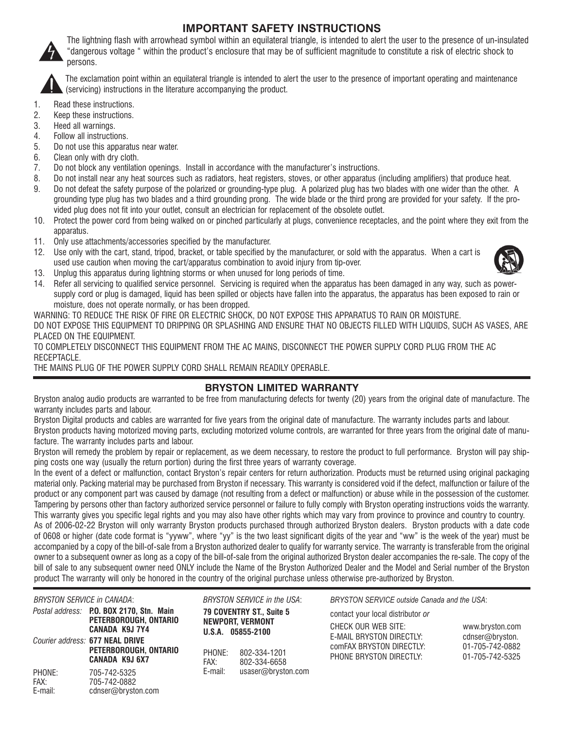## IMPORTANT SAFETY INSTRUCTIONS

The lightning flash with arrowhead symbol within an equilateral triangle, is intended to alert the user to the presence of un-insulated "dangerous voltage " within the product's enclosure that may be of sufficient magnitude to constitute a risk of electric shock to persons.

The exclamation point within an equilateral triangle is intended to alert the user to the presence of important operating and maintenance (servicing) instructions in the literature accompanying the product.

1. Read these instructions.
2. Keep these instructions.
3. Heed all warnings.
4. Follow all instructions.
5. Do not use this apparatus near water.
6. Clean only with dry cloth.
7. Do not block any ventilation openings. Install in accordance with the manufacturer's instructions.
8. Do not install near any heat sources such as radiators, heat registers, stoves, or other apparatus (including amplifiers) that produce heat.
9. Do not defeat the safety purpose of the polarized or grounding-type plug. A polarized plug has two blades with one wider than the other. A grounding type plug has two blades and a third grounding prong. The wide blade or the third prong are provided for your safety. If the provided plug does not fit into your outlet, consult an electrician for replacement of the obsolete outlet.
10. Protect the power cord from being walked on or pinched particularly at plugs, convenience receptacles, and the point where they exit from the apparatus.
11. Only use attachments/accessories specified by the manufacturer.
12. Use only with the cart, stand, tripod, bracket, or table specified by the manufacturer, or sold with the apparatus. When a cart is used use caution when moving the cart/apparatus combination to avoid injury from tip-over.
13. Unplug this apparatus during lightning storms or when unused for long periods of time.
14. Refer all servicing to qualified service personnel. Servicing is required when the apparatus has been damaged in any way, such as power-supply cord or plug is damaged, liquid has been spilled or objects have fallen into the apparatus, the apparatus has been exposed to rain or moisture, does not operate normally, or has been dropped.

WARNING: TO REDUCE THE RISK OF FIRE OR ELECTRIC SHOCK, DO NOT EXPOSE THIS APPARATUS TO RAIN OR MOISTURE.

DO NOT EXPOSE THIS EQUIPMENT TO DRIPPING OR SPLASHING AND ENSURE THAT NO OBJECTS FILLED WITH LIQUIDS, SUCH AS VASES, ARE PLACED ON THE EQUIPMENT.

TO COMPLETELY DISCONNECT THIS EQUIPMENT FROM THE AC MAINS, DISCONNECT THE POWER SUPPLY CORD PLUG FROM THE AC RECEPTACLE.

THE MAINS PLUG OF THE POWER SUPPLY CORD SHALL REMAIN READILY OPERABLE.

## BRYSTON LIMITED WARRANTY

Bryston analog audio products are warranted to be free from manufacturing defects for twenty (20) years from the original date of manufacture. The warranty includes parts and labour.

Bryston Digital products and cables are warranted for five years from the original date of manufacture. The warranty includes parts and labour.

Bryston products having motorized moving parts, excluding motorized volume controls, are warranted for three years from the original date of manufacture. The warranty includes parts and labour.

Bryston will remedy the problem by repair or replacement, as we deem necessary, to restore the product to full performance. Bryston will pay shipping costs one way (usually the return portion) during the first three years of warranty coverage.

In the event of a defect or malfunction, contact Bryston's repair centers for return authorization. Products must be returned using original packaging material only. Packing material may be purchased from Bryston if necessary. This warranty is considered void if the defect, malfunction or failure of the product or any component part was caused by damage (not resulting from a defect or malfunction) or abuse while in the possession of the customer. Tampering by persons other than factory authorized service personnel or failure to fully comply with Bryston operating instructions voids the warranty. This warranty gives you specific legal rights and you may also have other rights which may vary from province to province and country to country.

As of 2006-02-22 Bryston will only warranty Bryston products purchased through authorized Bryston dealers. Bryston products with a date code of 0608 or higher (date code format is "yyww", where "yy" is the two least significant digits of the year and "ww" is the week of the year) must be accompanied by a copy of the bill-of-sale from a Bryston authorized dealer to qualify for warranty service. The warranty is transferable from the original owner to a subsequent owner as long as a copy of the bill-of-sale from the original authorized Bryston dealer accompanies the re-sale. The copy of the bill of sale to any subsequent owner need ONLY include the Name of the Bryston Authorized Dealer and the Model and Serial number of the Bryston product The warranty will only be honored in the country of the original purchase unless otherwise pre-authorized by Bryston.

*BRYSTON SERVICE in CANADA*:

*Postal address:* **P.O. BOX 2170, Stn. Main PETERBOROUGH, ONTARIO CANADA K9J 7Y4**

*Courier address:* **677 NEAL DRIVE PETERBOROUGH, ONTARIO CANADA K9J 6X7**

PHONE: 705-742-5325
FAX: 705-742-0882
E-mail: cdnser@bryston.com

*BRYSTON SERVICE in the USA*:

**79 COVENTRY ST., Suite 5
NEWPORT, VERMONT
U.S.A. 05855-2100**

PHONE: 802-334-1201
FAX: 802-334-6658
E-mail: usaser@bryston.com

*BRYSTON SERVICE outside Canada and the USA*:

contact your local distributor *or*

CHECK OUR WEB SITE: www.bryston.com
E-MAIL BRYSTON DIRECTLY: cdnser@bryston.
comFAX BRYSTON DIRECTLY: 01-705-742-0882
PHONE BRYSTON DIRECTLY: 01-705-742-5325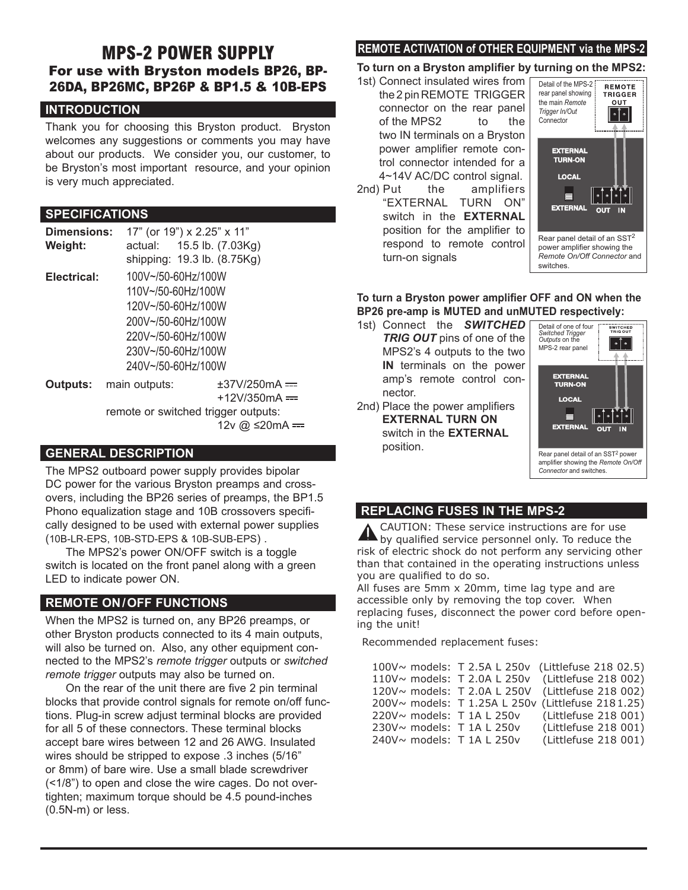# MPS-2 POWER SUPPLY

## For use with Bryston models BP26, BP-26DA, BP26MC, BP26P & BP1.5 & 10B-EPS

## INTRODUCTION

Thank you for choosing this Bryston product. Bryston welcomes any suggestions or comments you may have about our products. We consider you, our customer, to be Bryston's most important resource, and your opinion is very much appreciated.

## SPECIFICATIONS

**Dimensions:** 17" (or 19") x 2.25" x 11"

**Weight:** actual: 15.5 lb. (7.03Kg)
shipping: 19.3 lb. (8.75Kg)

**Electrical:**
100V~/50-60Hz/100W
110V~/50-60Hz/100W
120V~/50-60Hz/100W
200V~/50-60Hz/100W
220V~/50-60Hz/100W
230V~/50-60Hz/100W
240V~/50-60Hz/100W

**Outputs:** main outputs: ±37V/250mA ⎓
+12V/350mA ⎓
remote or switched trigger outputs:
12v @ ≤20mA ⎓

## GENERAL DESCRIPTION

The MPS2 outboard power supply provides bipolar DC power for the various Bryston preamps and cross-overs, including the BP26 series of preamps, the BP1.5 Phono equalization stage and 10B crossovers specifically designed to be used with external power supplies (10B-LR-EPS, 10B-STD-EPS & 10B-SUB-EPS) .

The MPS2's power ON/OFF switch is a toggle switch is located on the front panel along with a green LED to indicate power ON.

## REMOTE ON/OFF FUNCTIONS

When the MPS2 is turned on, any BP26 preamps, or other Bryston products connected to its 4 main outputs, will also be turned on. Also, any other equipment connected to the MPS2's *remote trigger* outputs or *switched remote trigger* outputs may also be turned on.

On the rear of the unit there are five 2 pin terminal blocks that provide control signals for remote on/off functions. Plug-in screw adjust terminal blocks are provided for all 5 of these connectors. These terminal blocks accept bare wires between 12 and 26 AWG. Insulated wires should be stripped to expose .3 inches (5/16" or 8mm) of bare wire. Use a small blade screwdriver (<1/8") to open and close the wire cages. Do not overtighten; maximum torque should be 4.5 pound-inches (0.5N-m) or less.

## REMOTE ACTIVATION of OTHER EQUIPMENT via the MPS-2

**To turn on a Bryston amplifier by turning on the MPS2:**

1st) Connect insulated wires from the 2 pin REMOTE TRIGGER connector on the rear panel of the MPS2 to the two IN terminals on a Bryston power amplifier remote control connector intended for a 4~14V AC/DC control signal.

2nd) Put the amplifiers "EXTERNAL TURN ON" switch in the **EXTERNAL** position for the amplifier to respond to remote control turn-on signals

Detail of the MPS-2 rear panel showing the main *Remote Trigger In/Out* Connector

REMOTE TRIGGER OUT

EXTERNAL TURN-ON
LOCAL
EXTERNAL
OUT IN

Rear panel detail of an SST² power amplifier showing the *Remote On/Off Connector* and switches.

**To turn a Bryston power amplifier OFF and ON when the BP26 pre-amp is MUTED and unMUTED respectively:**

1st) Connect the ***SWITCHED TRIG OUT*** pins of one of the MPS2's 4 outputs to the two **IN** terminals on the power amp's remote control connector.

2nd) Place the power amplifiers **EXTERNAL TURN ON** switch in the **EXTERNAL** position.

Detail of one of four *Switched Trigger Outputs* on the MPS-2 rear panel

SWITCHED TRIG OUT

EXTERNAL TURN-ON
LOCAL
EXTERNAL
OUT IN

Rear panel detail of an SST² power amplifier showing the *Remote On/Off Connector* and switches.

## REPLACING FUSES IN THE MPS-2

⚠ CAUTION: These service instructions are for use by qualified service personnel only. To reduce the risk of electric shock do not perform any servicing other than that contained in the operating instructions unless you are qualified to do so.

All fuses are 5mm x 20mm, time lag type and are accessible only by removing the top cover. When replacing fuses, disconnect the power cord before opening the unit!

Recommended replacement fuses:

| | | |
|---|---|---|
| 100V~ models: | T 2.5A L 250v | (Littlefuse 218 02.5) |
| 110V~ models: | T 2.0A L 250v | (Littlefuse 218 002) |
| 120V~ models: | T 2.0A L 250V | (Littlefuse 218 002) |
| 200V~ models: | T 1.25A L 250v | (Littlefuse 218 1.25) |
| 220V~ models: | T 1A L 250v | (Littlefuse 218 001) |
| 230V~ models: | T 1A L 250v | (Littlefuse 218 001) |
| 240V~ models: | T 1A L 250v | (Littlefuse 218 001) |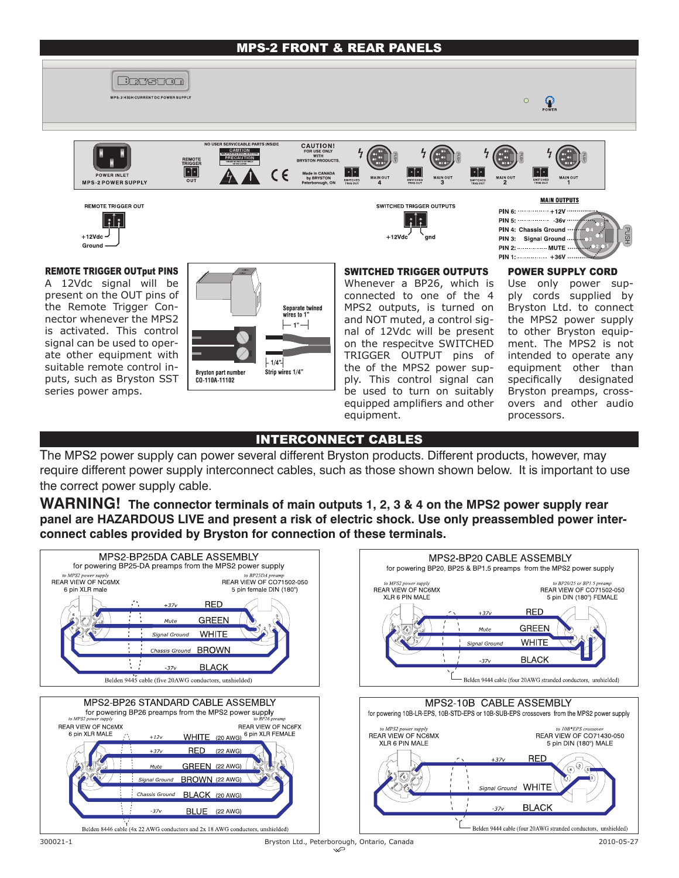## MPS-2 FRONT & REAR PANELS

MPS-2 HIGH CURRENT DC POWER SUPPLY

POWER

POWER INLET
MPS-2 POWER SUPPLY

REMOTE TRIGGER OUT

NO USER SERVICEABLE PARTS INSIDE

CAUTION! FOR USE ONLY WITH BRYSTON PRODUCTS.

Made in CANADA by BRYSTON Peterborough, ON

SWITCHED TRIG OUT — MAIN OUT 4

SWITCHED TRIG OUT — MAIN OUT 3

SWITCHED TRIG OUT — MAIN OUT 2

SWITCHED TRIG OUT — MAIN OUT 1

REMOTE TRIGGER OUT

+12Vdc
Ground

SWITCHED TRIGGER OUTPUTS

+12Vdc gnd

MAIN OUTPUTS

PIN 6: +12V
PIN 5: -36v
PIN 4: Chassis Ground
PIN 3: Signal Ground
PIN 2: MUTE
PIN 1: +36V

### REMOTE TRIGGER OUTput PINS

A 12Vdc signal will be present on the OUT pins of the Remote Trigger Connector whenever the MPS2 is activated. This control signal can be used to operate other equipment with suitable remote control inputs, such as Bryston SST series power amps.

Separate twined wires to 1"

Strip wires 1/4"

Bryston part number CO-110A-11102

### SWITCHED TRIGGER OUTPUTS

Whenever a BP26, which is connected to one of the 4 MPS2 outputs, is turned on and NOT muted, a control signal of 12Vdc will be present on the respecitve SWITCHED TRIGGER OUTPUT pins of the of the MPS2 power supply. This control signal can be used to turn on suitably equipped amplifiers and other equipment.

### POWER SUPPLY CORD

Use only power supply cords supplied by Bryston Ltd. to connect the MPS2 power supply to other Bryston equipment. The MPS2 is not intended to operate any equipment other than specifically designated Bryston preamps, crossovers and other audio processors.

## INTERCONNECT CABLES

The MPS2 power supply can power several different Bryston products. Different products, however, may require different power supply interconnect cables, such as those shown shown below. It is important to use the correct power supply cable.

**WARNING! The connector terminals of main outputs 1, 2, 3 & 4 on the MPS2 power supply rear panel are HAZARDOUS LIVE and present a risk of electric shock. Use only preassembled power interconnect cables provided by Bryston for connection of these terminals.**

### MPS2-BP25DA CABLE ASSEMBLY

for powering BP25-DA preamps from the MPS2 power supply

*to MPS2 power supply* — REAR VIEW OF NC6MX, 6 pin XLR male

*to BP25DA preamp* — REAR VIEW OF CO71502-050, 5 pin female DIN (180°)

+37v — RED
Mute — GREEN
Signal Ground — WHITE
Chassis Ground — BROWN
-37v — BLACK

Belden 9445 cable (five 20AWG conductors, unshielded)

### MPS2-BP20 CABLE ASSEMBLY

for powering BP20, BP25 & BP1.5 preamps from the MPS2 power supply

*to MPS2 power supply* — REAR VIEW OF NC6MX, XLR 6 PIN MALE

*to BP20/25 or BP1.5 preamp* — REAR VIEW OF CO71502-050, 5 pin DIN (180°) FEMALE

+37v — RED
Mute — GREEN
Signal Ground — WHITE
-37v — BLACK

Belden 9444 cable (four 20AWG stranded conductors, unshielded)

### MPS2-BP26 STANDARD CABLE ASSEMBLY

for powering BP26 preamps from the MPS2 power supply

*to MPS2 power supply* — REAR VIEW OF NC6MX, 6 pin XLR MALE

*to BP26 preamp* — REAR VIEW OF NC6FX, 6 pin XLR FEMALE

+12v — WHITE (20 AWG)
+37v — RED (22 AWG)
Mute — GREEN (22 AWG)
Signal Ground — BROWN (22 AWG)
Chassis Ground — BLACK (20 AWG)
-37v — BLUE (22 AWG)

Belden 8446 cable (4x 22 AWG conductors and 2x 18 AWG conductors, unshielded)

### MPS2-10B CABLE ASSEMBLY

for powering 10B-LR-EPS, 10B-STD-EPS or 10B-SUB-EPS crossovers from the MPS2 power supply

*to MPS2 power supply* — REAR VIEW OF NC6MX, XLR 6 PIN MALE

*to 10B\*EPS crossover* — REAR VIEW OF CO71430-050, 5 pin DIN (180°) MALE

+37v — RED
Signal Ground — WHITE
-37v — BLACK

Belden 9444 cable (four 20AWG stranded conductors, unshielded)

300021-1 Bryston Ltd., Peterborough, Ontario, Canada 2010-05-27